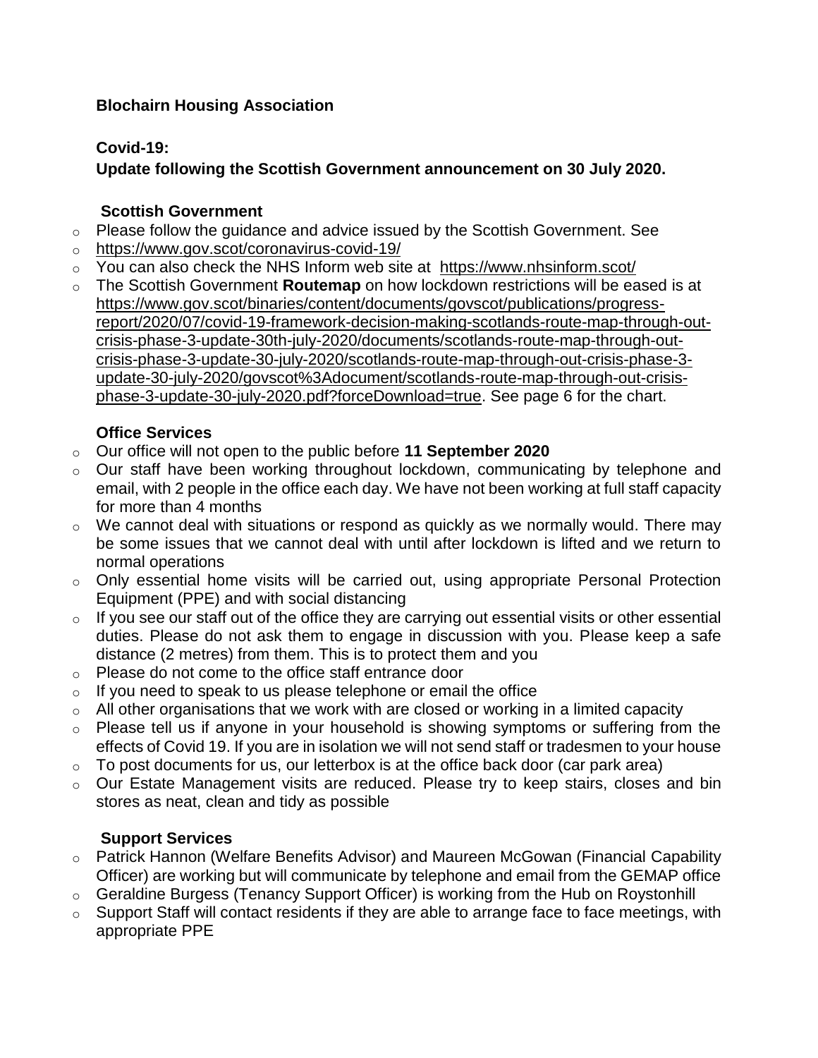**Blochairn Housing Association**

**Covid-19:**
**Update following the Scottish Government announcement on 30 July 2020.**

### Scottish Government

- Please follow the guidance and advice issued by the Scottish Government. See
- https://www.gov.scot/coronavirus-covid-19/
- You can also check the NHS Inform web site at https://www.nhsinform.scot/
- The Scottish Government **Routemap** on how lockdown restrictions will be eased is at https://www.gov.scot/binaries/content/documents/govscot/publications/progress-report/2020/07/covid-19-framework-decision-making-scotlands-route-map-through-out-crisis-phase-3-update-30th-july-2020/documents/scotlands-route-map-through-out-crisis-phase-3-update-30-july-2020/scotlands-route-map-through-out-crisis-phase-3-update-30-july-2020/govscot%3Adocument/scotlands-route-map-through-out-crisis-phase-3-update-30-july-2020.pdf?forceDownload=true. See page 6 for the chart.

### Office Services

- Our office will not open to the public before **11 September 2020**
- Our staff have been working throughout lockdown, communicating by telephone and email, with 2 people in the office each day. We have not been working at full staff capacity for more than 4 months
- We cannot deal with situations or respond as quickly as we normally would. There may be some issues that we cannot deal with until after lockdown is lifted and we return to normal operations
- Only essential home visits will be carried out, using appropriate Personal Protection Equipment (PPE) and with social distancing
- If you see our staff out of the office they are carrying out essential visits or other essential duties. Please do not ask them to engage in discussion with you. Please keep a safe distance (2 metres) from them. This is to protect them and you
- Please do not come to the office staff entrance door
- If you need to speak to us please telephone or email the office
- All other organisations that we work with are closed or working in a limited capacity
- Please tell us if anyone in your household is showing symptoms or suffering from the effects of Covid 19. If you are in isolation we will not send staff or tradesmen to your house
- To post documents for us, our letterbox is at the office back door (car park area)
- Our Estate Management visits are reduced. Please try to keep stairs, closes and bin stores as neat, clean and tidy as possible

### Support Services

- Patrick Hannon (Welfare Benefits Advisor) and Maureen McGowan (Financial Capability Officer) are working but will communicate by telephone and email from the GEMAP office
- Geraldine Burgess (Tenancy Support Officer) is working from the Hub on Roystonhill
- Support Staff will contact residents if they are able to arrange face to face meetings, with appropriate PPE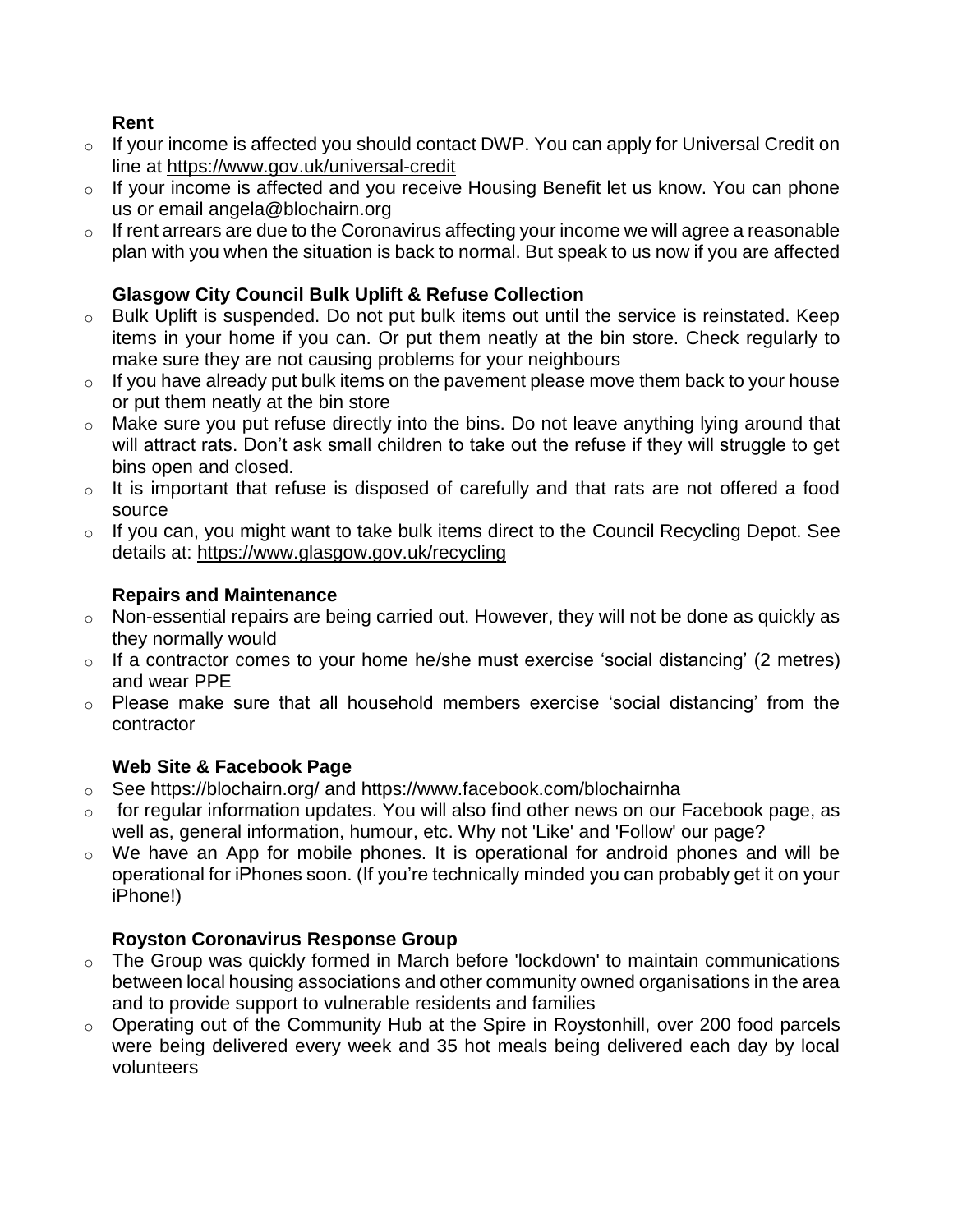**Rent**

- If your income is affected you should contact DWP. You can apply for Universal Credit on line at https://www.gov.uk/universal-credit
- If your income is affected and you receive Housing Benefit let us know. You can phone us or email angela@blochairn.org
- If rent arrears are due to the Coronavirus affecting your income we will agree a reasonable plan with you when the situation is back to normal. But speak to us now if you are affected

**Glasgow City Council Bulk Uplift & Refuse Collection**

- Bulk Uplift is suspended. Do not put bulk items out until the service is reinstated. Keep items in your home if you can. Or put them neatly at the bin store. Check regularly to make sure they are not causing problems for your neighbours
- If you have already put bulk items on the pavement please move them back to your house or put them neatly at the bin store
- Make sure you put refuse directly into the bins. Do not leave anything lying around that will attract rats. Don't ask small children to take out the refuse if they will struggle to get bins open and closed.
- It is important that refuse is disposed of carefully and that rats are not offered a food source
- If you can, you might want to take bulk items direct to the Council Recycling Depot. See details at: https://www.glasgow.gov.uk/recycling

**Repairs and Maintenance**

- Non-essential repairs are being carried out. However, they will not be done as quickly as they normally would
- If a contractor comes to your home he/she must exercise 'social distancing' (2 metres) and wear PPE
- Please make sure that all household members exercise 'social distancing' from the contractor

**Web Site & Facebook Page**

- See https://blochairn.org/ and https://www.facebook.com/blochairnha
- for regular information updates. You will also find other news on our Facebook page, as well as, general information, humour, etc. Why not 'Like' and 'Follow' our page?
- We have an App for mobile phones. It is operational for android phones and will be operational for iPhones soon. (If you're technically minded you can probably get it on your iPhone!)

**Royston Coronavirus Response Group**

- The Group was quickly formed in March before 'lockdown' to maintain communications between local housing associations and other community owned organisations in the area and to provide support to vulnerable residents and families
- Operating out of the Community Hub at the Spire in Roystonhill, over 200 food parcels were being delivered every week and 35 hot meals being delivered each day by local volunteers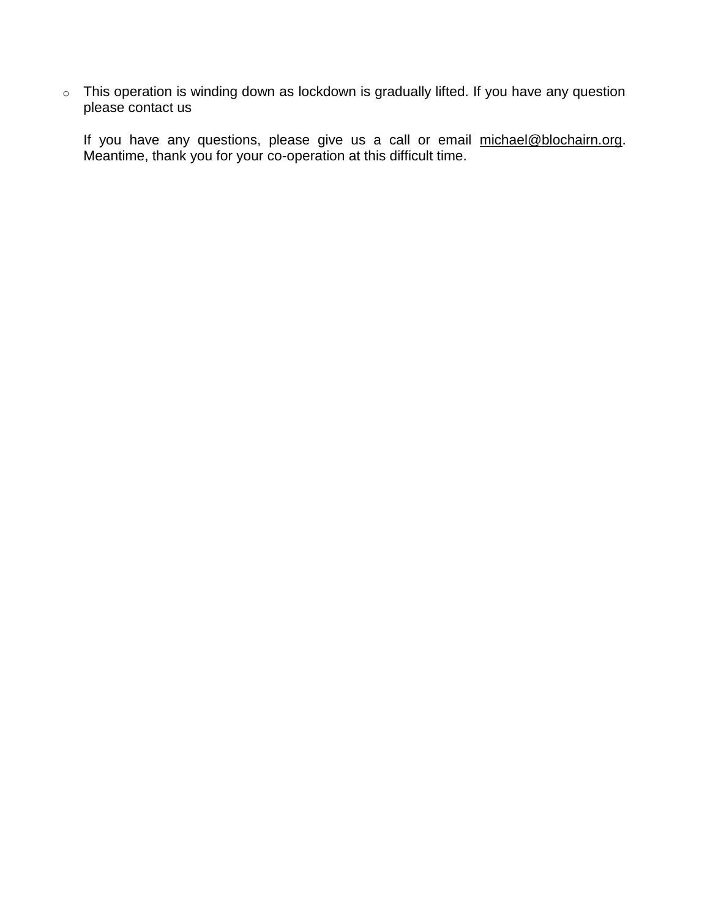- This operation is winding down as lockdown is gradually lifted. If you have any question please contact us

  If you have any questions, please give us a call or email michael@blochairn.org. Meantime, thank you for your co-operation at this difficult time.